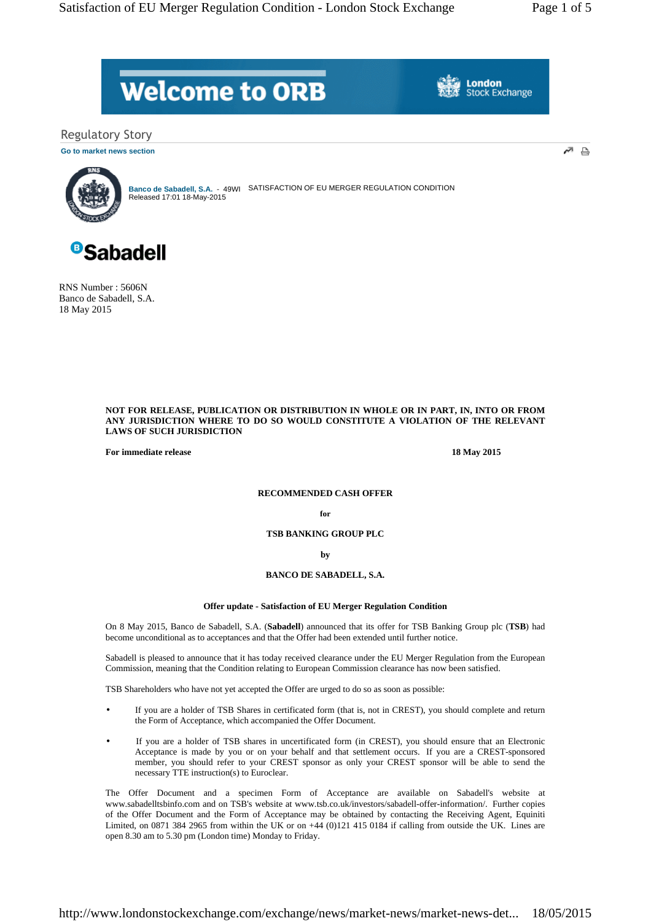Regulatory Story

Go to market news section

Banco de Sabadell, S.A. - 49WI SATISFACTION OF EU MERGER REGULATION CONDITION
Released 17:01 18-May-2015

Sabadell

RNS Number : 5606N
Banco de Sabadell, S.A.
18 May 2015

**NOT FOR RELEASE, PUBLICATION OR DISTRIBUTION IN WHOLE OR IN PART, IN, INTO OR FROM ANY JURISDICTION WHERE TO DO SO WOULD CONSTITUTE A VIOLATION OF THE RELEVANT LAWS OF SUCH JURISDICTION**

**For immediate release** **18 May 2015**

**RECOMMENDED CASH OFFER**

**for**

**TSB BANKING GROUP PLC**

**by**

**BANCO DE SABADELL, S.A.**

**Offer update - Satisfaction of EU Merger Regulation Condition**

On 8 May 2015, Banco de Sabadell, S.A. (**Sabadell**) announced that its offer for TSB Banking Group plc (**TSB**) had become unconditional as to acceptances and that the Offer had been extended until further notice.

Sabadell is pleased to announce that it has today received clearance under the EU Merger Regulation from the European Commission, meaning that the Condition relating to European Commission clearance has now been satisfied.

TSB Shareholders who have not yet accepted the Offer are urged to do so as soon as possible:

- If you are a holder of TSB Shares in certificated form (that is, not in CREST), you should complete and return the Form of Acceptance, which accompanied the Offer Document.
- If you are a holder of TSB shares in uncertificated form (in CREST), you should ensure that an Electronic Acceptance is made by you or on your behalf and that settlement occurs. If you are a CREST-sponsored member, you should refer to your CREST sponsor as only your CREST sponsor will be able to send the necessary TTE instruction(s) to Euroclear.

The Offer Document and a specimen Form of Acceptance are available on Sabadell's website at www.sabadelltsbinfo.com and on TSB's website at www.tsb.co.uk/investors/sabadell-offer-information/. Further copies of the Offer Document and the Form of Acceptance may be obtained by contacting the Receiving Agent, Equiniti Limited, on 0871 384 2965 from within the UK or on +44 (0)121 415 0184 if calling from outside the UK. Lines are open 8.30 am to 5.30 pm (London time) Monday to Friday.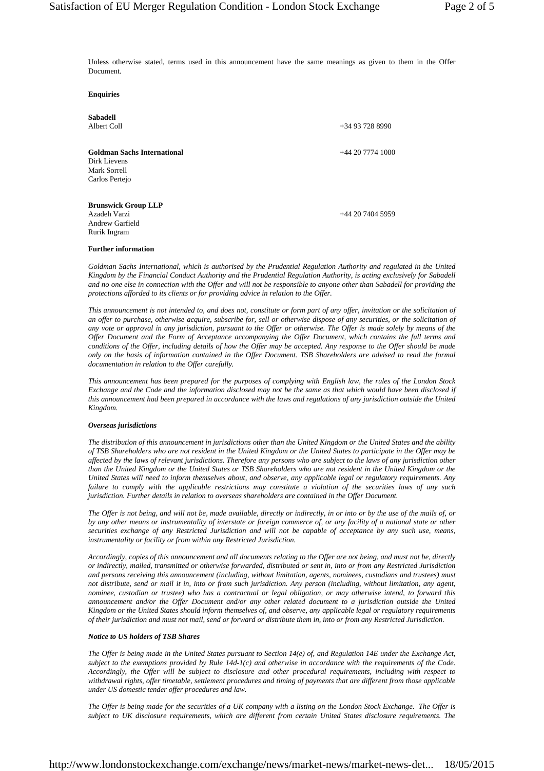Unless otherwise stated, terms used in this announcement have the same meanings as given to them in the Offer Document.

**Enquiries**

**Sabadell**
Albert Coll +34 93 728 8990

**Goldman Sachs International** +44 20 7774 1000
Dirk Lievens
Mark Sorrell
Carlos Pertejo

**Brunswick Group LLP**
Azadeh Varzi +44 20 7404 5959
Andrew Garfield
Rurik Ingram

**Further information**

*Goldman Sachs International, which is authorised by the Prudential Regulation Authority and regulated in the United Kingdom by the Financial Conduct Authority and the Prudential Regulation Authority, is acting exclusively for Sabadell and no one else in connection with the Offer and will not be responsible to anyone other than Sabadell for providing the protections afforded to its clients or for providing advice in relation to the Offer.*

*This announcement is not intended to, and does not, constitute or form part of any offer, invitation or the solicitation of an offer to purchase, otherwise acquire, subscribe for, sell or otherwise dispose of any securities, or the solicitation of any vote or approval in any jurisdiction, pursuant to the Offer or otherwise. The Offer is made solely by means of the Offer Document and the Form of Acceptance accompanying the Offer Document, which contains the full terms and conditions of the Offer, including details of how the Offer may be accepted. Any response to the Offer should be made only on the basis of information contained in the Offer Document. TSB Shareholders are advised to read the formal documentation in relation to the Offer carefully.*

*This announcement has been prepared for the purposes of complying with English law, the rules of the London Stock Exchange and the Code and the information disclosed may not be the same as that which would have been disclosed if this announcement had been prepared in accordance with the laws and regulations of any jurisdiction outside the United Kingdom.*

***Overseas jurisdictions***

*The distribution of this announcement in jurisdictions other than the United Kingdom or the United States and the ability of TSB Shareholders who are not resident in the United Kingdom or the United States to participate in the Offer may be affected by the laws of relevant jurisdictions. Therefore any persons who are subject to the laws of any jurisdiction other than the United Kingdom or the United States or TSB Shareholders who are not resident in the United Kingdom or the United States will need to inform themselves about, and observe, any applicable legal or regulatory requirements. Any failure to comply with the applicable restrictions may constitute a violation of the securities laws of any such jurisdiction. Further details in relation to overseas shareholders are contained in the Offer Document.*

*The Offer is not being, and will not be, made available, directly or indirectly, in or into or by the use of the mails of, or by any other means or instrumentality of interstate or foreign commerce of, or any facility of a national state or other securities exchange of any Restricted Jurisdiction and will not be capable of acceptance by any such use, means, instrumentality or facility or from within any Restricted Jurisdiction.*

*Accordingly, copies of this announcement and all documents relating to the Offer are not being, and must not be, directly or indirectly, mailed, transmitted or otherwise forwarded, distributed or sent in, into or from any Restricted Jurisdiction and persons receiving this announcement (including, without limitation, agents, nominees, custodians and trustees) must not distribute, send or mail it in, into or from such jurisdiction. Any person (including, without limitation, any agent, nominee, custodian or trustee) who has a contractual or legal obligation, or may otherwise intend, to forward this announcement and/or the Offer Document and/or any other related document to a jurisdiction outside the United Kingdom or the United States should inform themselves of, and observe, any applicable legal or regulatory requirements of their jurisdiction and must not mail, send or forward or distribute them in, into or from any Restricted Jurisdiction.*

***Notice to US holders of TSB Shares***

*The Offer is being made in the United States pursuant to Section 14(e) of, and Regulation 14E under the Exchange Act, subject to the exemptions provided by Rule 14d-1(c) and otherwise in accordance with the requirements of the Code. Accordingly, the Offer will be subject to disclosure and other procedural requirements, including with respect to withdrawal rights, offer timetable, settlement procedures and timing of payments that are different from those applicable under US domestic tender offer procedures and law.*

*The Offer is being made for the securities of a UK company with a listing on the London Stock Exchange. The Offer is subject to UK disclosure requirements, which are different from certain United States disclosure requirements. The*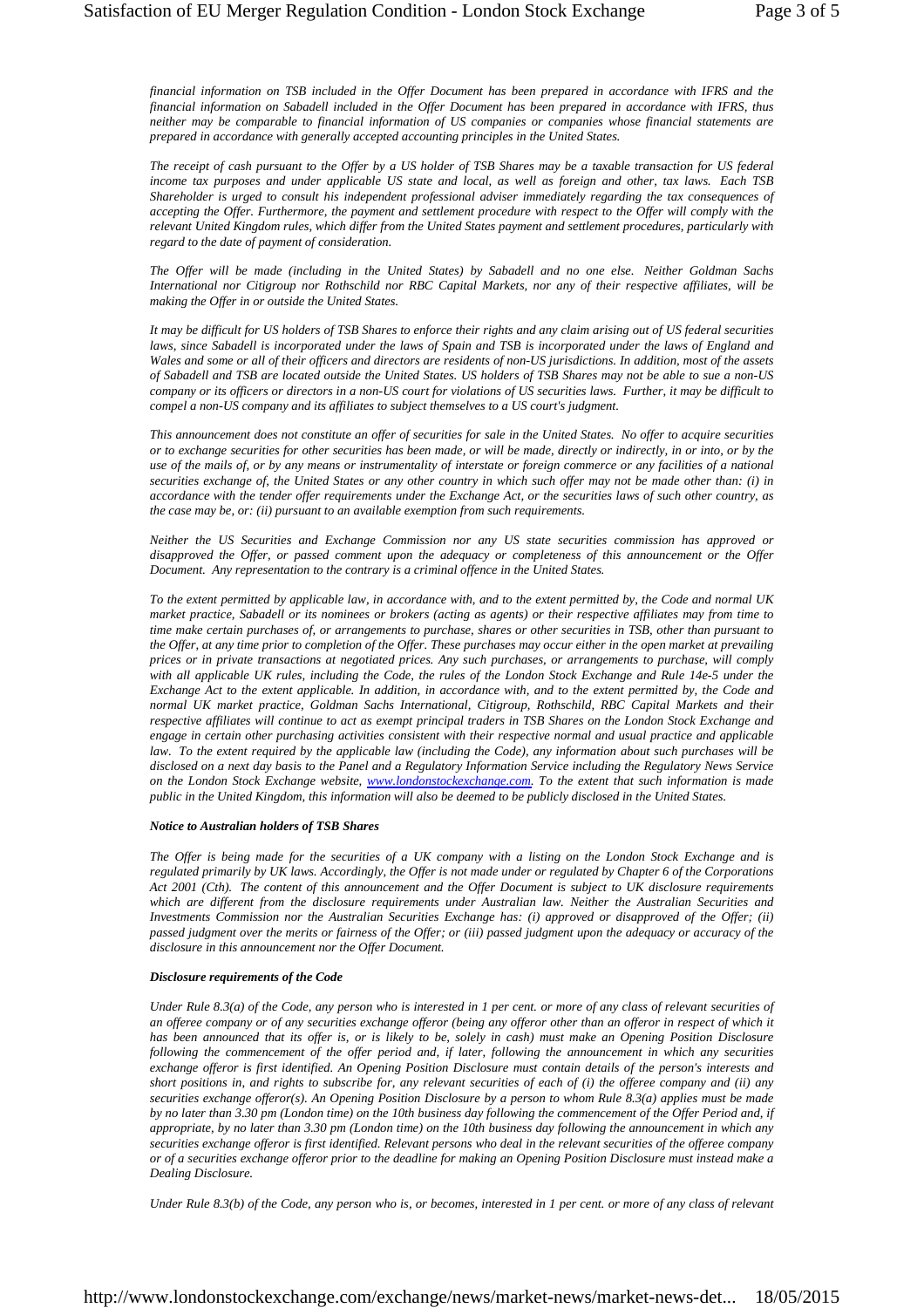*financial information on TSB included in the Offer Document has been prepared in accordance with IFRS and the financial information on Sabadell included in the Offer Document has been prepared in accordance with IFRS, thus neither may be comparable to financial information of US companies or companies whose financial statements are prepared in accordance with generally accepted accounting principles in the United States.*

*The receipt of cash pursuant to the Offer by a US holder of TSB Shares may be a taxable transaction for US federal income tax purposes and under applicable US state and local, as well as foreign and other, tax laws. Each TSB Shareholder is urged to consult his independent professional adviser immediately regarding the tax consequences of accepting the Offer. Furthermore, the payment and settlement procedure with respect to the Offer will comply with the relevant United Kingdom rules, which differ from the United States payment and settlement procedures, particularly with regard to the date of payment of consideration.*

*The Offer will be made (including in the United States) by Sabadell and no one else. Neither Goldman Sachs International nor Citigroup nor Rothschild nor RBC Capital Markets, nor any of their respective affiliates, will be making the Offer in or outside the United States.*

*It may be difficult for US holders of TSB Shares to enforce their rights and any claim arising out of US federal securities laws, since Sabadell is incorporated under the laws of Spain and TSB is incorporated under the laws of England and Wales and some or all of their officers and directors are residents of non-US jurisdictions. In addition, most of the assets of Sabadell and TSB are located outside the United States. US holders of TSB Shares may not be able to sue a non-US company or its officers or directors in a non-US court for violations of US securities laws. Further, it may be difficult to compel a non-US company and its affiliates to subject themselves to a US court's judgment.*

*This announcement does not constitute an offer of securities for sale in the United States. No offer to acquire securities or to exchange securities for other securities has been made, or will be made, directly or indirectly, in or into, or by the use of the mails of, or by any means or instrumentality of interstate or foreign commerce or any facilities of a national securities exchange of, the United States or any other country in which such offer may not be made other than: (i) in accordance with the tender offer requirements under the Exchange Act, or the securities laws of such other country, as the case may be, or: (ii) pursuant to an available exemption from such requirements.*

*Neither the US Securities and Exchange Commission nor any US state securities commission has approved or disapproved the Offer, or passed comment upon the adequacy or completeness of this announcement or the Offer Document. Any representation to the contrary is a criminal offence in the United States.*

*To the extent permitted by applicable law, in accordance with, and to the extent permitted by, the Code and normal UK market practice, Sabadell or its nominees or brokers (acting as agents) or their respective affiliates may from time to time make certain purchases of, or arrangements to purchase, shares or other securities in TSB, other than pursuant to the Offer, at any time prior to completion of the Offer. These purchases may occur either in the open market at prevailing prices or in private transactions at negotiated prices. Any such purchases, or arrangements to purchase, will comply with all applicable UK rules, including the Code, the rules of the London Stock Exchange and Rule 14e-5 under the Exchange Act to the extent applicable. In addition, in accordance with, and to the extent permitted by, the Code and normal UK market practice, Goldman Sachs International, Citigroup, Rothschild, RBC Capital Markets and their respective affiliates will continue to act as exempt principal traders in TSB Shares on the London Stock Exchange and engage in certain other purchasing activities consistent with their respective normal and usual practice and applicable law. To the extent required by the applicable law (including the Code), any information about such purchases will be disclosed on a next day basis to the Panel and a Regulatory Information Service including the Regulatory News Service on the London Stock Exchange website, www.londonstockexchange.com. To the extent that such information is made public in the United Kingdom, this information will also be deemed to be publicly disclosed in the United States.*

***Notice to Australian holders of TSB Shares***

*The Offer is being made for the securities of a UK company with a listing on the London Stock Exchange and is regulated primarily by UK laws. Accordingly, the Offer is not made under or regulated by Chapter 6 of the Corporations Act 2001 (Cth). The content of this announcement and the Offer Document is subject to UK disclosure requirements which are different from the disclosure requirements under Australian law. Neither the Australian Securities and Investments Commission nor the Australian Securities Exchange has: (i) approved or disapproved of the Offer; (ii) passed judgment over the merits or fairness of the Offer; or (iii) passed judgment upon the adequacy or accuracy of the disclosure in this announcement nor the Offer Document.*

***Disclosure requirements of the Code***

*Under Rule 8.3(a) of the Code, any person who is interested in 1 per cent. or more of any class of relevant securities of an offeree company or of any securities exchange offeror (being any offeror other than an offeror in respect of which it has been announced that its offer is, or is likely to be, solely in cash) must make an Opening Position Disclosure following the commencement of the offer period and, if later, following the announcement in which any securities exchange offeror is first identified. An Opening Position Disclosure must contain details of the person's interests and short positions in, and rights to subscribe for, any relevant securities of each of (i) the offeree company and (ii) any securities exchange offeror(s). An Opening Position Disclosure by a person to whom Rule 8.3(a) applies must be made by no later than 3.30 pm (London time) on the 10th business day following the commencement of the Offer Period and, if appropriate, by no later than 3.30 pm (London time) on the 10th business day following the announcement in which any securities exchange offeror is first identified. Relevant persons who deal in the relevant securities of the offeree company or of a securities exchange offeror prior to the deadline for making an Opening Position Disclosure must instead make a Dealing Disclosure.*

*Under Rule 8.3(b) of the Code, any person who is, or becomes, interested in 1 per cent. or more of any class of relevant*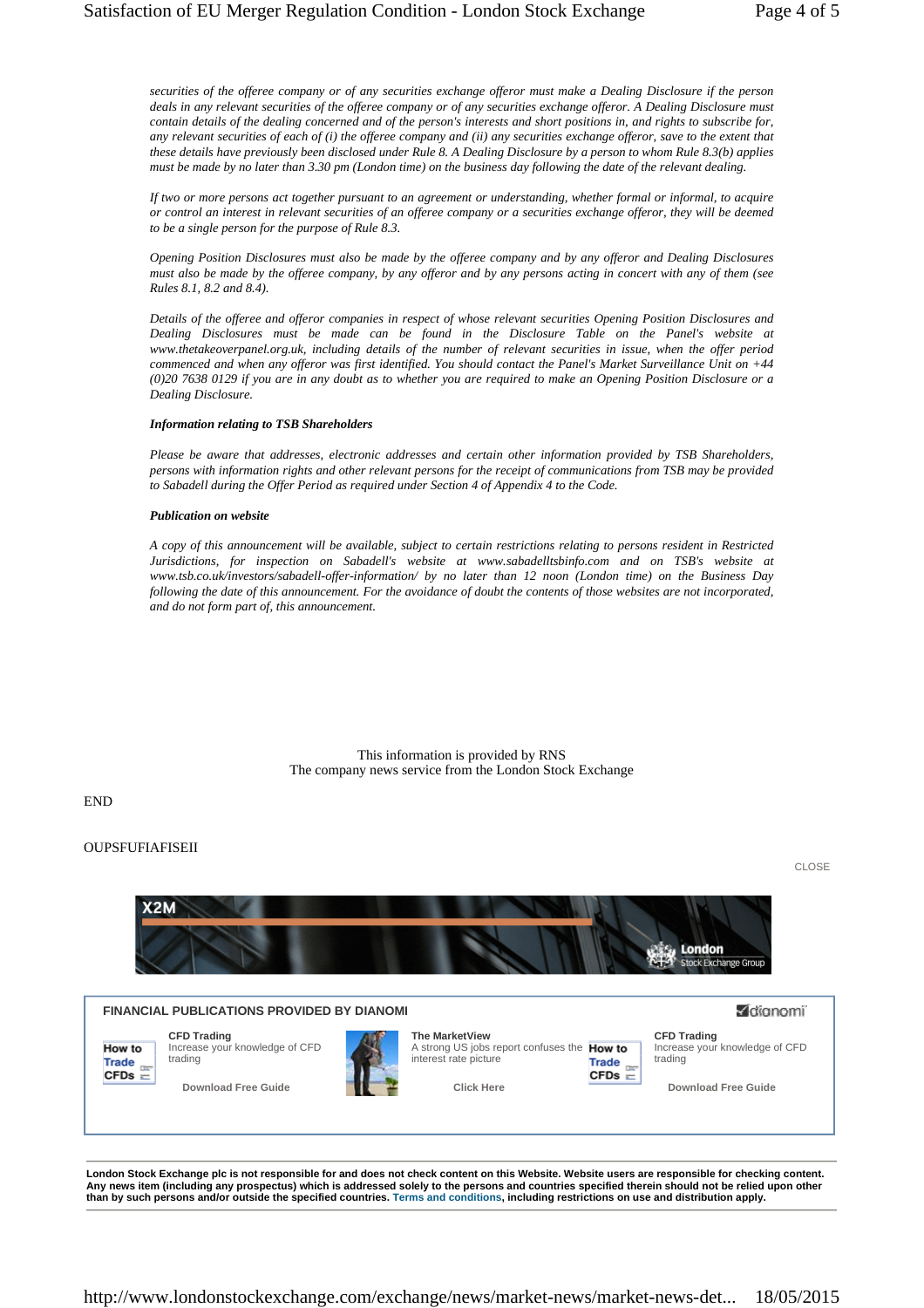*securities of the offeree company or of any securities exchange offeror must make a Dealing Disclosure if the person deals in any relevant securities of the offeree company or of any securities exchange offeror. A Dealing Disclosure must contain details of the dealing concerned and of the person's interests and short positions in, and rights to subscribe for, any relevant securities of each of (i) the offeree company and (ii) any securities exchange offeror, save to the extent that these details have previously been disclosed under Rule 8. A Dealing Disclosure by a person to whom Rule 8.3(b) applies must be made by no later than 3.30 pm (London time) on the business day following the date of the relevant dealing.*

*If two or more persons act together pursuant to an agreement or understanding, whether formal or informal, to acquire or control an interest in relevant securities of an offeree company or a securities exchange offeror, they will be deemed to be a single person for the purpose of Rule 8.3.*

*Opening Position Disclosures must also be made by the offeree company and by any offeror and Dealing Disclosures must also be made by the offeree company, by any offeror and by any persons acting in concert with any of them (see Rules 8.1, 8.2 and 8.4).*

*Details of the offeree and offeror companies in respect of whose relevant securities Opening Position Disclosures and Dealing Disclosures must be made can be found in the Disclosure Table on the Panel's website at www.thetakeoverpanel.org.uk, including details of the number of relevant securities in issue, when the offer period commenced and when any offeror was first identified. You should contact the Panel's Market Surveillance Unit on +44 (0)20 7638 0129 if you are in any doubt as to whether you are required to make an Opening Position Disclosure or a Dealing Disclosure.*

***Information relating to TSB Shareholders***

*Please be aware that addresses, electronic addresses and certain other information provided by TSB Shareholders, persons with information rights and other relevant persons for the receipt of communications from TSB may be provided to Sabadell during the Offer Period as required under Section 4 of Appendix 4 to the Code.*

***Publication on website***

*A copy of this announcement will be available, subject to certain restrictions relating to persons resident in Restricted Jurisdictions, for inspection on Sabadell's website at www.sabadelltsbinfo.com and on TSB's website at www.tsb.co.uk/investors/sabadell-offer-information/ by no later than 12 noon (London time) on the Business Day following the date of this announcement. For the avoidance of doubt the contents of those websites are not incorporated, and do not form part of, this announcement.*

This information is provided by RNS
The company news service from the London Stock Exchange

END

OUPSFUFIAFISEII

**London Stock Exchange plc is not responsible for and does not check content on this Website. Website users are responsible for checking content. Any news item (including any prospectus) which is addressed solely to the persons and countries specified therein should not be relied upon other than by such persons and/or outside the specified countries. Terms and conditions, including restrictions on use and distribution apply.**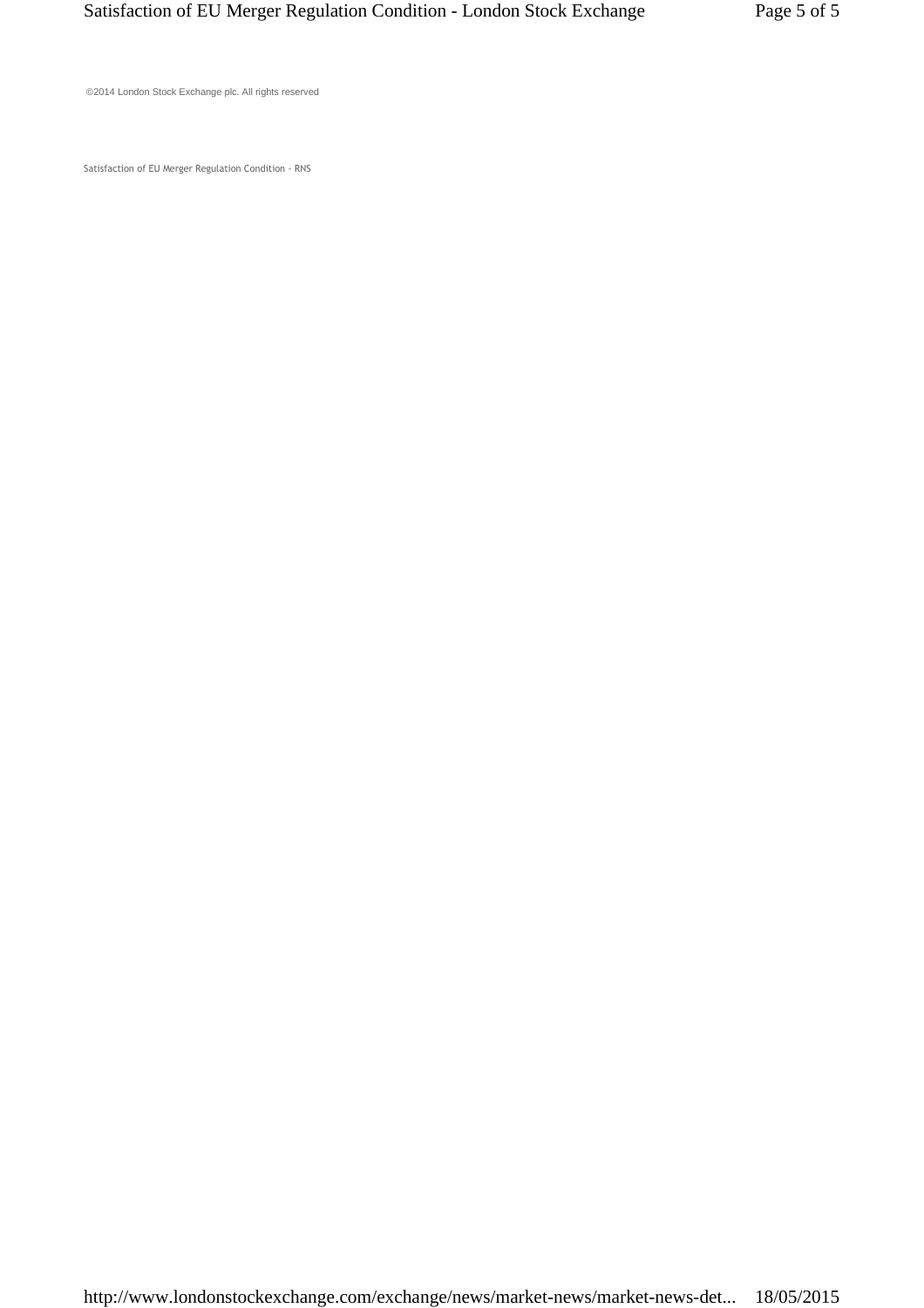©2014 London Stock Exchange plc. All rights reserved

Satisfaction of EU Merger Regulation Condition - RNS